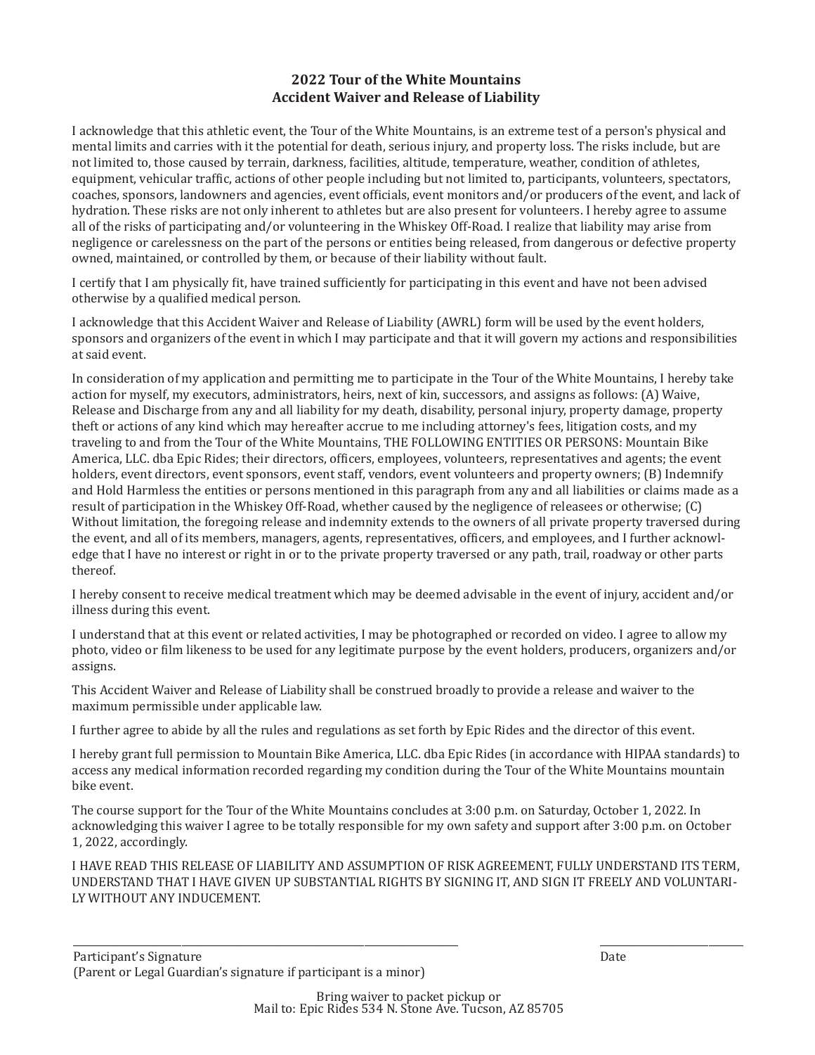# 2022 Tour of the White Mountains
# Accident Waiver and Release of Liability

I acknowledge that this athletic event, the Tour of the White Mountains, is an extreme test of a person's physical and mental limits and carries with it the potential for death, serious injury, and property loss. The risks include, but are not limited to, those caused by terrain, darkness, facilities, altitude, temperature, weather, condition of athletes, equipment, vehicular traffic, actions of other people including but not limited to, participants, volunteers, spectators, coaches, sponsors, landowners and agencies, event officials, event monitors and/or producers of the event, and lack of hydration. These risks are not only inherent to athletes but are also present for volunteers. I hereby agree to assume all of the risks of participating and/or volunteering in the Whiskey Off-Road. I realize that liability may arise from negligence or carelessness on the part of the persons or entities being released, from dangerous or defective property owned, maintained, or controlled by them, or because of their liability without fault.

I certify that I am physically fit, have trained sufficiently for participating in this event and have not been advised otherwise by a qualified medical person.

I acknowledge that this Accident Waiver and Release of Liability (AWRL) form will be used by the event holders, sponsors and organizers of the event in which I may participate and that it will govern my actions and responsibilities at said event.

In consideration of my application and permitting me to participate in the Tour of the White Mountains, I hereby take action for myself, my executors, administrators, heirs, next of kin, successors, and assigns as follows: (A) Waive, Release and Discharge from any and all liability for my death, disability, personal injury, property damage, property theft or actions of any kind which may hereafter accrue to me including attorney's fees, litigation costs, and my traveling to and from the Tour of the White Mountains, THE FOLLOWING ENTITIES OR PERSONS: Mountain Bike America, LLC. dba Epic Rides; their directors, officers, employees, volunteers, representatives and agents; the event holders, event directors, event sponsors, event staff, vendors, event volunteers and property owners; (B) Indemnify and Hold Harmless the entities or persons mentioned in this paragraph from any and all liabilities or claims made as a result of participation in the Whiskey Off-Road, whether caused by the negligence of releasees or otherwise; (C) Without limitation, the foregoing release and indemnity extends to the owners of all private property traversed during the event, and all of its members, managers, agents, representatives, officers, and employees, and I further acknowledge that I have no interest or right in or to the private property traversed or any path, trail, roadway or other parts thereof.

I hereby consent to receive medical treatment which may be deemed advisable in the event of injury, accident and/or illness during this event.

I understand that at this event or related activities, I may be photographed or recorded on video. I agree to allow my photo, video or film likeness to be used for any legitimate purpose by the event holders, producers, organizers and/or assigns.

This Accident Waiver and Release of Liability shall be construed broadly to provide a release and waiver to the maximum permissible under applicable law.

I further agree to abide by all the rules and regulations as set forth by Epic Rides and the director of this event.

I hereby grant full permission to Mountain Bike America, LLC. dba Epic Rides (in accordance with HIPAA standards) to access any medical information recorded regarding my condition during the Tour of the White Mountains mountain bike event.

The course support for the Tour of the White Mountains concludes at 3:00 p.m. on Saturday, October 1, 2022. In acknowledging this waiver I agree to be totally responsible for my own safety and support after 3:00 p.m. on October 1, 2022, accordingly.

I HAVE READ THIS RELEASE OF LIABILITY AND ASSUMPTION OF RISK AGREEMENT, FULLY UNDERSTAND ITS TERM, UNDERSTAND THAT I HAVE GIVEN UP SUBSTANTIAL RIGHTS BY SIGNING IT, AND SIGN IT FREELY AND VOLUNTARILY WITHOUT ANY INDUCEMENT.

\_\_\_\_\_\_\_\_\_\_\_\_\_\_\_\_\_\_\_\_\_\_\_\_\_\_\_\_\_\_\_\_\_\_\_\_\_\_\_\_\_\_\_\_\_\_\_\_ \_\_\_\_\_\_\_\_\_\_\_\_\_\_\_\_\_\_\_\_

Participant's Signature Date

(Parent or Legal Guardian's signature if participant is a minor)

Bring waiver to packet pickup or
Mail to: Epic Rides 534 N. Stone Ave. Tucson, AZ 85705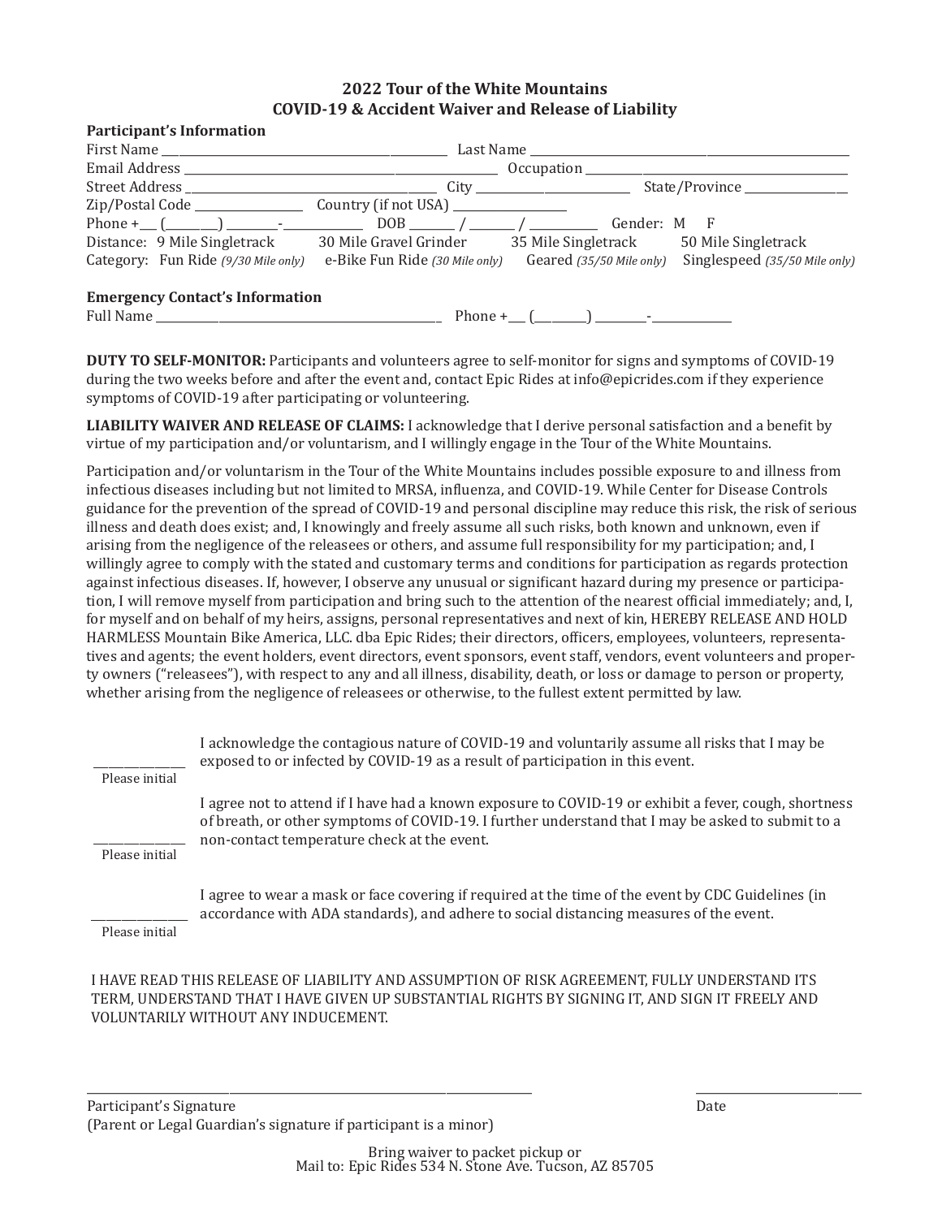## 2022 Tour of the White Mountains
## COVID-19 & Accident Waiver and Release of Liability

**Participant's Information**

First Name ______________________ Last Name ______________________

Email Address ______________________ Occupation ______________________

Street Address ______________________ City ______________ State/Province ______________

Zip/Postal Code ______________ Country (if not USA) ______________

Phone +___ (______) ______-________ DOB _____ / _____ / ______ Gender: M F

Distance: 9 Mile Singletrack 30 Mile Gravel Grinder 35 Mile Singletrack 50 Mile Singletrack

Category: Fun Ride *(9/30 Mile only)* e-Bike Fun Ride *(30 Mile only)* Geared *(35/50 Mile only)* Singlespeed *(35/50 Mile only)*

**Emergency Contact's Information**

Full Name ______________________ Phone +___ (______) ______-________

**DUTY TO SELF-MONITOR:** Participants and volunteers agree to self-monitor for signs and symptoms of COVID-19 during the two weeks before and after the event and, contact Epic Rides at info@epicrides.com if they experience symptoms of COVID-19 after participating or volunteering.

**LIABILITY WAIVER AND RELEASE OF CLAIMS:** I acknowledge that I derive personal satisfaction and a benefit by virtue of my participation and/or voluntarism, and I willingly engage in the Tour of the White Mountains.

Participation and/or voluntarism in the Tour of the White Mountains includes possible exposure to and illness from infectious diseases including but not limited to MRSA, influenza, and COVID-19. While Center for Disease Controls guidance for the prevention of the spread of COVID-19 and personal discipline may reduce this risk, the risk of serious illness and death does exist; and, I knowingly and freely assume all such risks, both known and unknown, even if arising from the negligence of the releasees or others, and assume full responsibility for my participation; and, I willingly agree to comply with the stated and customary terms and conditions for participation as regards protection against infectious diseases. If, however, I observe any unusual or significant hazard during my presence or participation, I will remove myself from participation and bring such to the attention of the nearest official immediately; and, I, for myself and on behalf of my heirs, assigns, personal representatives and next of kin, HEREBY RELEASE AND HOLD HARMLESS Mountain Bike America, LLC. dba Epic Rides; their directors, officers, employees, volunteers, representatives and agents; the event holders, event directors, event sponsors, event staff, vendors, event volunteers and property owners ("releasees"), with respect to any and all illness, disability, death, or loss or damage to person or property, whether arising from the negligence of releasees or otherwise, to the fullest extent permitted by law.

__________ Please initial — I acknowledge the contagious nature of COVID-19 and voluntarily assume all risks that I may be exposed to or infected by COVID-19 as a result of participation in this event.

__________ Please initial — I agree not to attend if I have had a known exposure to COVID-19 or exhibit a fever, cough, shortness of breath, or other symptoms of COVID-19. I further understand that I may be asked to submit to a non-contact temperature check at the event.

__________ Please initial — I agree to wear a mask or face covering if required at the time of the event by CDC Guidelines (in accordance with ADA standards), and adhere to social distancing measures of the event.

I HAVE READ THIS RELEASE OF LIABILITY AND ASSUMPTION OF RISK AGREEMENT, FULLY UNDERSTAND ITS TERM, UNDERSTAND THAT I HAVE GIVEN UP SUBSTANTIAL RIGHTS BY SIGNING IT, AND SIGN IT FREELY AND VOLUNTARILY WITHOUT ANY INDUCEMENT.

______________________________ ______________

Participant's Signature Date

(Parent or Legal Guardian's signature if participant is a minor)

Bring waiver to packet pickup or
Mail to: Epic Rides 534 N. Stone Ave. Tucson, AZ 85705